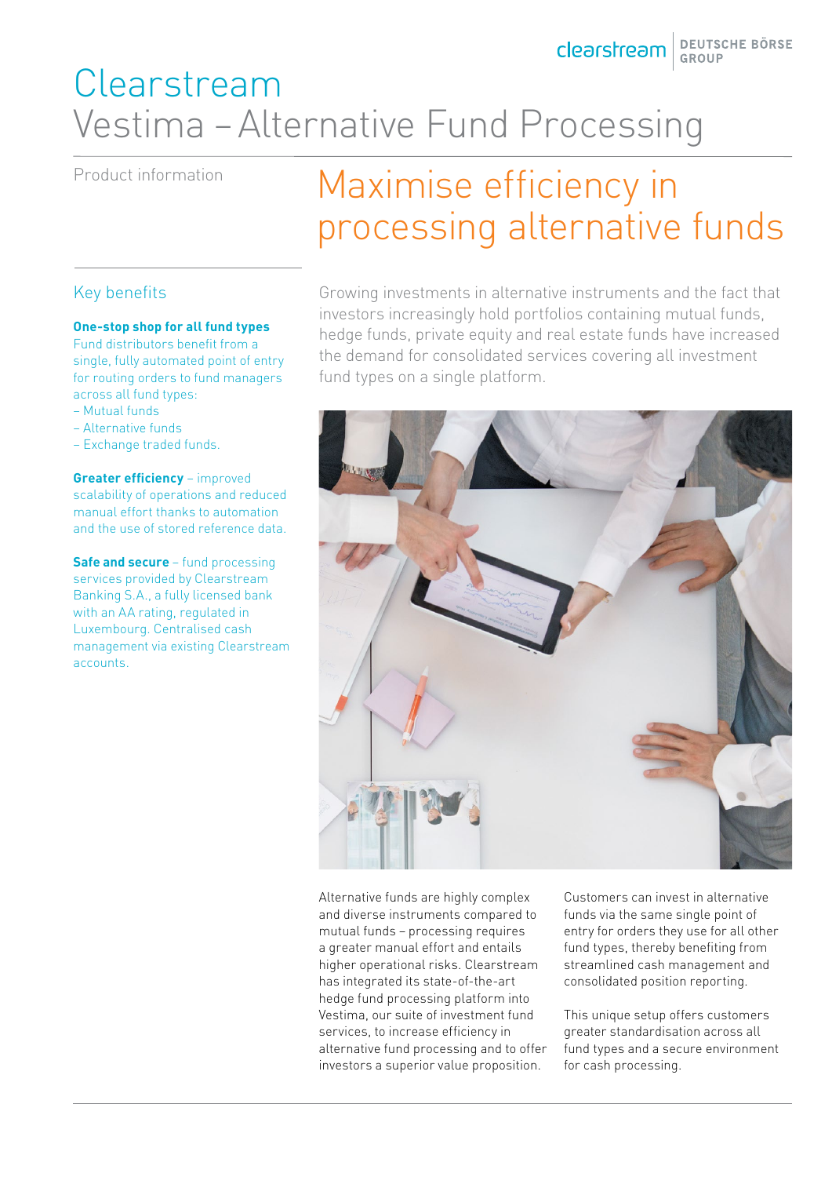# Clearstream
# Vestima – Alternative Fund Processing

Product information

## Maximise efficiency in processing alternative funds

### Key benefits

**One-stop shop for all fund types**
Fund distributors benefit from a single, fully automated point of entry for routing orders to fund managers across all fund types:
- Mutual funds
- Alternative funds
- Exchange traded funds.

**Greater efficiency** – improved scalability of operations and reduced manual effort thanks to automation and the use of stored reference data.

**Safe and secure** – fund processing services provided by Clearstream Banking S.A., a fully licensed bank with an AA rating, regulated in Luxembourg. Centralised cash management via existing Clearstream accounts.

Growing investments in alternative instruments and the fact that investors increasingly hold portfolios containing mutual funds, hedge funds, private equity and real estate funds have increased the demand for consolidated services covering all investment fund types on a single platform.

Alternative funds are highly complex and diverse instruments compared to mutual funds – processing requires a greater manual effort and entails higher operational risks. Clearstream has integrated its state-of-the-art hedge fund processing platform into Vestima, our suite of investment fund services, to increase efficiency in alternative fund processing and to offer investors a superior value proposition.

Customers can invest in alternative funds via the same single point of entry for orders they use for all other fund types, thereby benefiting from streamlined cash management and consolidated position reporting.

This unique setup offers customers greater standardisation across all fund types and a secure environment for cash processing.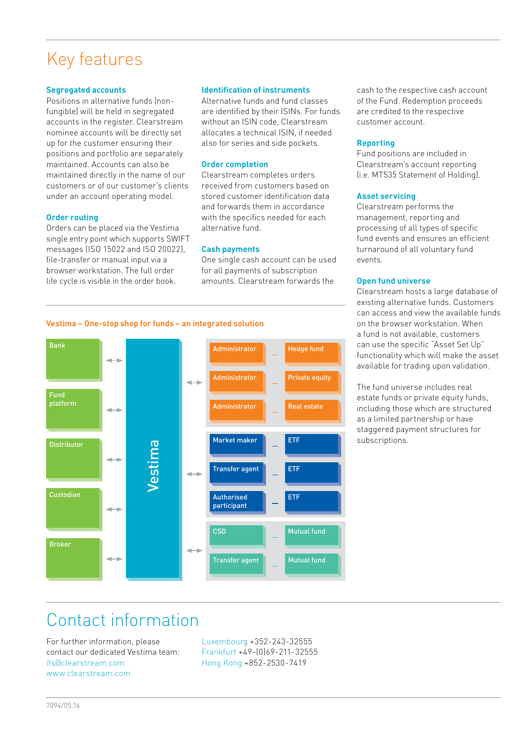# Key features

### Segregated accounts

Positions in alternative funds (non-fungible) will be held in segregated accounts in the register. Clearstream nominee accounts will be directly set up for the customer ensuring their positions and portfolio are separately maintained. Accounts can also be maintained directly in the name of our customers or of our customer's clients under an account operating model.

### Order routing

Orders can be placed via the Vestima single entry point which supports SWIFT messages (ISO 15022 and ISO 20022), file-transfer or manual input via a browser workstation. The full order life cycle is visible in the order book.

### Identification of instruments

Alternative funds and fund classes are identified by their ISINs. For funds without an ISIN code, Clearstream allocates a technical ISIN, if needed also for series and side pockets.

### Order completion

Clearstream completes orders received from customers based on stored customer identification data and forwards them in accordance with the specifics needed for each alternative fund.

### Cash payments

One single cash account can be used for all payments of subscription amounts. Clearstream forwards the cash to the respective cash account of the Fund. Redemption proceeds are credited to the respective customer account.

### Reporting

Fund positions are included in Clearstream's account reporting (i.e. MT535 Statement of Holding).

### Asset servicing

Clearstream performs the management, reporting and processing of all types of specific fund events and ensures an efficient turnaround of all voluntary fund events.

### Open fund universe

Clearstream hosts a large database of existing alternative funds. Customers can access and view the available funds on the browser workstation. When a fund is not available, customers can use the specific "Asset Set Up" functionality which will make the asset available for trading upon validation.

The fund universe includes real estate funds or private equity funds, including those which are structured as a limited partnership or have staggered payment structures for subscriptions.

**Vestima – One-stop shop for funds – an integrated solution**

Bank
Fund platform
Distributor
Custodian
Broker

Vestima

Administrator — Hedge fund
Administrator — Private equity
Administrator — Real estate
Market maker — ETF
Transfer agent — ETF
Authorised participant — ETF
CSD — Mutual fund
Transfer agent — Mutual fund

# Contact information

For further information, please contact our dedicated Vestima team:
ifs@clearstream.com
www.clearstream.com

Luxembourg +352-243-32555
Frankfurt +49-(0)69-211-32555
Hong Kong +852-2530-7419

7094/05.16